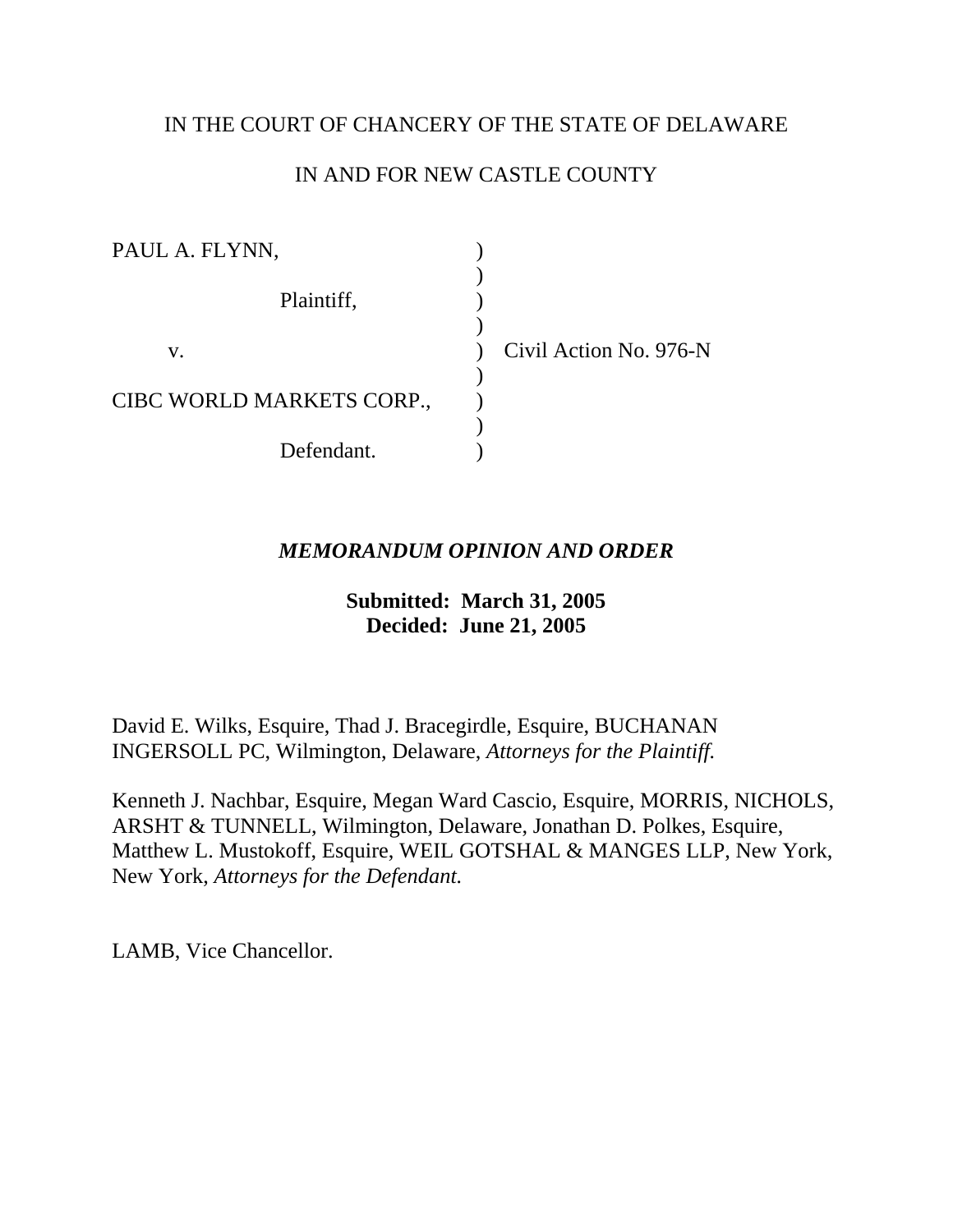IN THE COURT OF CHANCERY OF THE STATE OF DELAWARE

IN AND FOR NEW CASTLE COUNTY

PAUL A. FLYNN, )
)
Plaintiff, )
)
v. ) Civil Action No. 976-N
)
CIBC WORLD MARKETS CORP., )
)
Defendant. )

***MEMORANDUM OPINION AND ORDER***

**Submitted: March 31, 2005**
**Decided: June 21, 2005**

David E. Wilks, Esquire, Thad J. Bracegirdle, Esquire, BUCHANAN INGERSOLL PC, Wilmington, Delaware, *Attorneys for the Plaintiff.*

Kenneth J. Nachbar, Esquire, Megan Ward Cascio, Esquire, MORRIS, NICHOLS, ARSHT & TUNNELL, Wilmington, Delaware, Jonathan D. Polkes, Esquire, Matthew L. Mustokoff, Esquire, WEIL GOTSHAL & MANGES LLP, New York, New York, *Attorneys for the Defendant.*

LAMB, Vice Chancellor.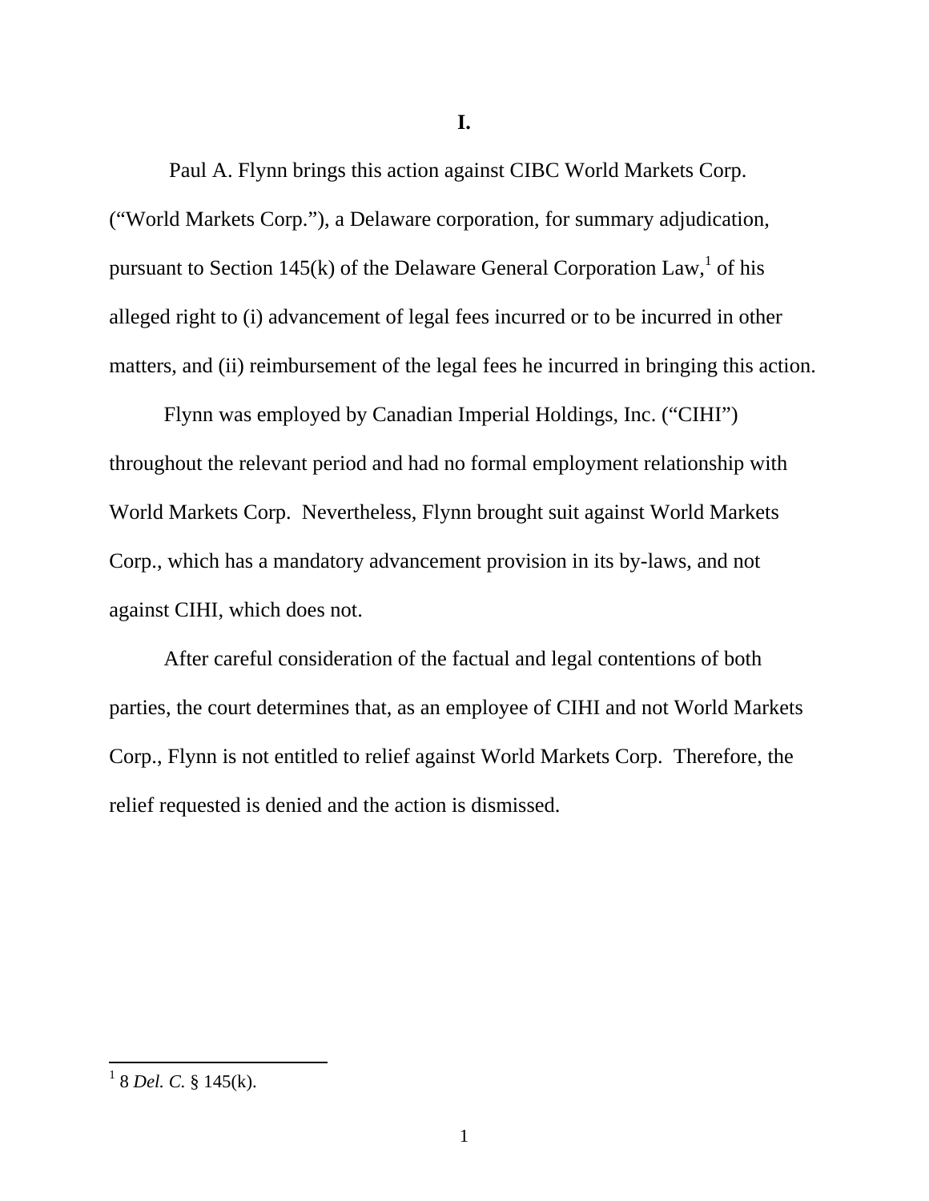**I.**

Paul A. Flynn brings this action against CIBC World Markets Corp. ("World Markets Corp."), a Delaware corporation, for summary adjudication, pursuant to Section 145(k) of the Delaware General Corporation Law,[1] of his alleged right to (i) advancement of legal fees incurred or to be incurred in other matters, and (ii) reimbursement of the legal fees he incurred in bringing this action.

Flynn was employed by Canadian Imperial Holdings, Inc. ("CIHI") throughout the relevant period and had no formal employment relationship with World Markets Corp. Nevertheless, Flynn brought suit against World Markets Corp., which has a mandatory advancement provision in its by-laws, and not against CIHI, which does not.

After careful consideration of the factual and legal contentions of both parties, the court determines that, as an employee of CIHI and not World Markets Corp., Flynn is not entitled to relief against World Markets Corp. Therefore, the relief requested is denied and the action is dismissed.

---

[1] 8 *Del. C.* § 145(k).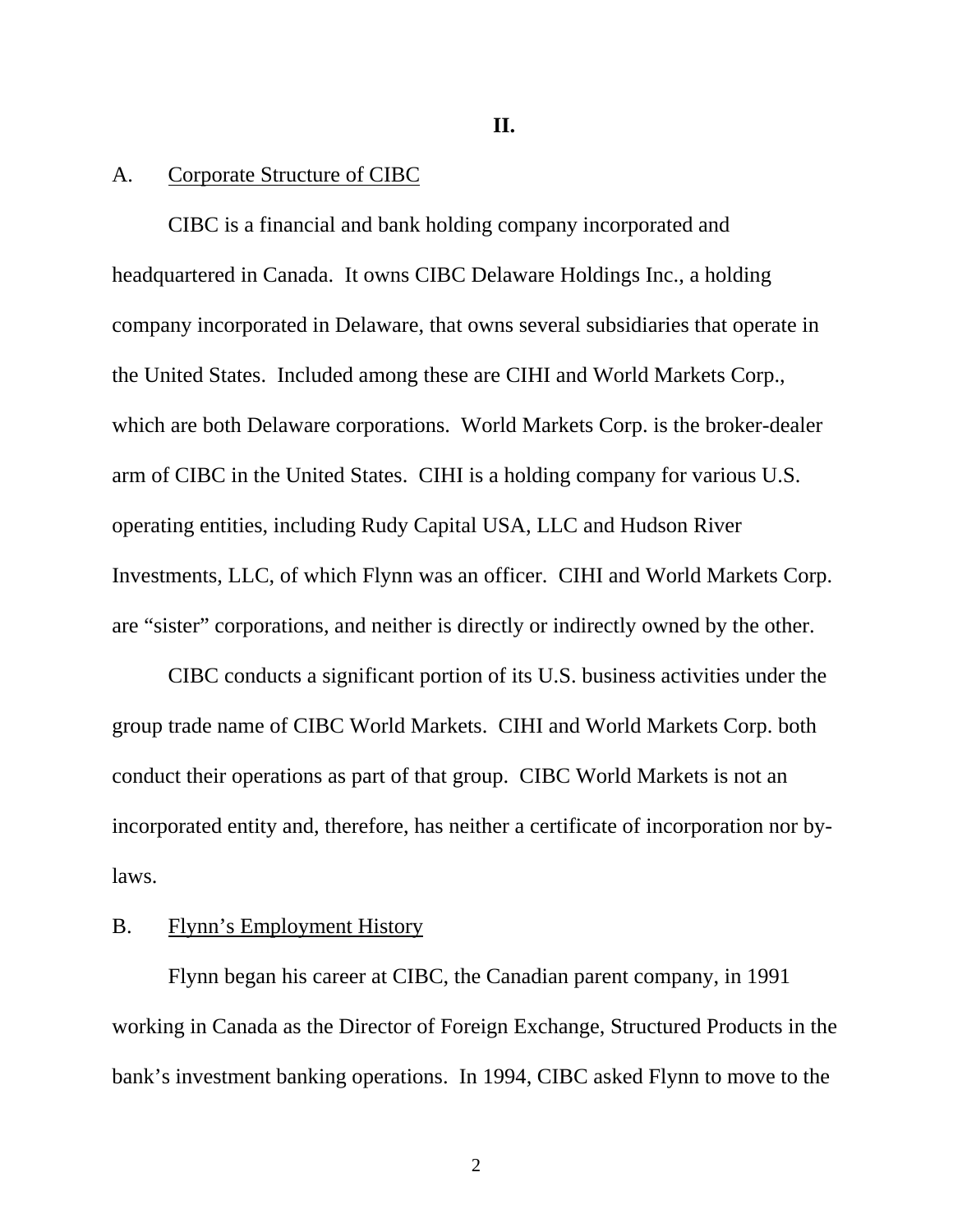## II.

### A. Corporate Structure of CIBC

CIBC is a financial and bank holding company incorporated and headquartered in Canada. It owns CIBC Delaware Holdings Inc., a holding company incorporated in Delaware, that owns several subsidiaries that operate in the United States. Included among these are CIHI and World Markets Corp., which are both Delaware corporations. World Markets Corp. is the broker-dealer arm of CIBC in the United States. CIHI is a holding company for various U.S. operating entities, including Rudy Capital USA, LLC and Hudson River Investments, LLC, of which Flynn was an officer. CIHI and World Markets Corp. are "sister" corporations, and neither is directly or indirectly owned by the other.

CIBC conducts a significant portion of its U.S. business activities under the group trade name of CIBC World Markets. CIHI and World Markets Corp. both conduct their operations as part of that group. CIBC World Markets is not an incorporated entity and, therefore, has neither a certificate of incorporation nor by-laws.

### B. Flynn's Employment History

Flynn began his career at CIBC, the Canadian parent company, in 1991 working in Canada as the Director of Foreign Exchange, Structured Products in the bank's investment banking operations. In 1994, CIBC asked Flynn to move to the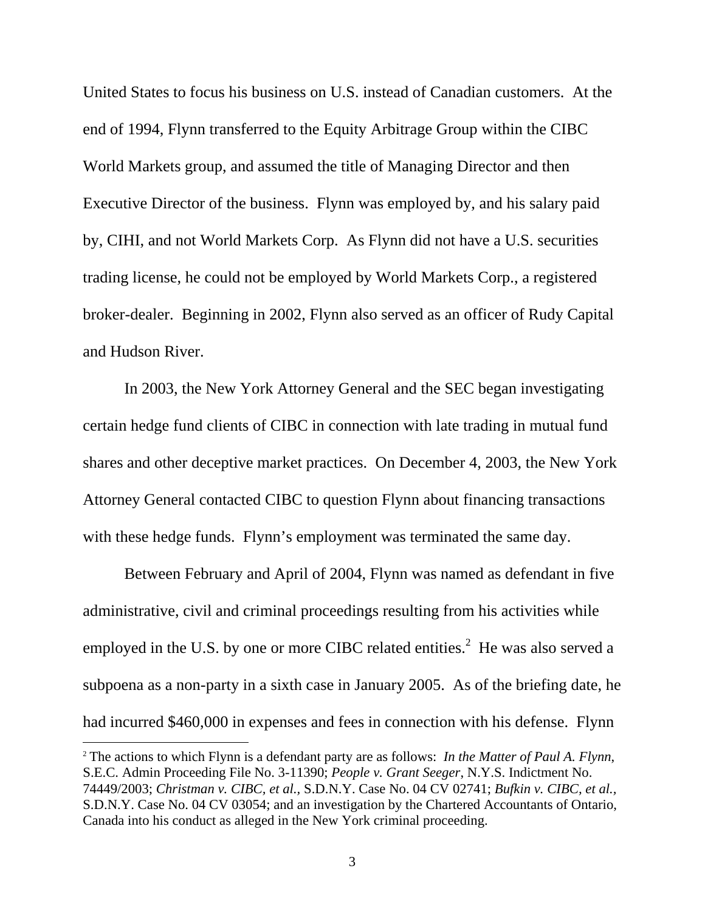United States to focus his business on U.S. instead of Canadian customers. At the end of 1994, Flynn transferred to the Equity Arbitrage Group within the CIBC World Markets group, and assumed the title of Managing Director and then Executive Director of the business. Flynn was employed by, and his salary paid by, CIHI, and not World Markets Corp. As Flynn did not have a U.S. securities trading license, he could not be employed by World Markets Corp., a registered broker-dealer. Beginning in 2002, Flynn also served as an officer of Rudy Capital and Hudson River.

In 2003, the New York Attorney General and the SEC began investigating certain hedge fund clients of CIBC in connection with late trading in mutual fund shares and other deceptive market practices. On December 4, 2003, the New York Attorney General contacted CIBC to question Flynn about financing transactions with these hedge funds. Flynn's employment was terminated the same day.

Between February and April of 2004, Flynn was named as defendant in five administrative, civil and criminal proceedings resulting from his activities while employed in the U.S. by one or more CIBC related entities.[2] He was also served a subpoena as a non-party in a sixth case in January 2005. As of the briefing date, he had incurred $460,000 in expenses and fees in connection with his defense. Flynn

[2] The actions to which Flynn is a defendant party are as follows: *In the Matter of Paul A. Flynn*, S.E.C. Admin Proceeding File No. 3-11390; *People v. Grant Seeger*, N.Y.S. Indictment No. 74449/2003; *Christman v. CIBC, et al.*, S.D.N.Y. Case No. 04 CV 02741; *Bufkin v. CIBC, et al.*, S.D.N.Y. Case No. 04 CV 03054; and an investigation by the Chartered Accountants of Ontario, Canada into his conduct as alleged in the New York criminal proceeding.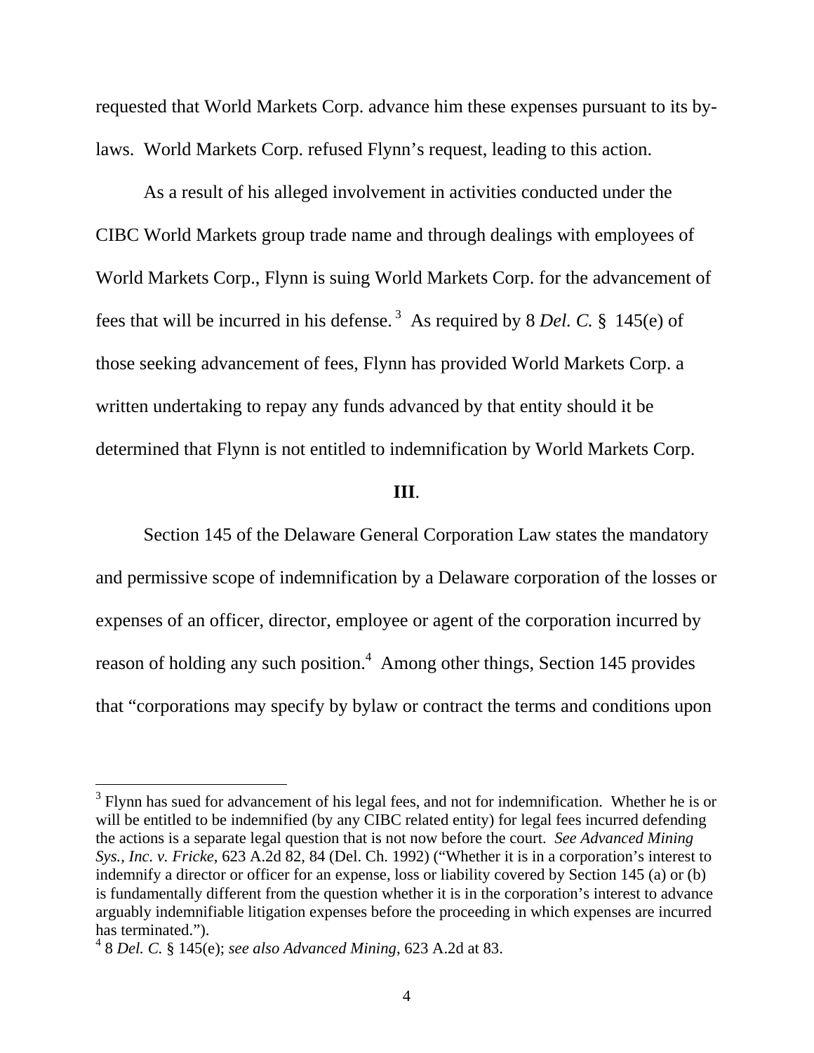requested that World Markets Corp. advance him these expenses pursuant to its by-laws. World Markets Corp. refused Flynn's request, leading to this action.

As a result of his alleged involvement in activities conducted under the CIBC World Markets group trade name and through dealings with employees of World Markets Corp., Flynn is suing World Markets Corp. for the advancement of fees that will be incurred in his defense.[3] As required by 8 *Del. C.* § 145(e) of those seeking advancement of fees, Flynn has provided World Markets Corp. a written undertaking to repay any funds advanced by that entity should it be determined that Flynn is not entitled to indemnification by World Markets Corp.

**III**.

Section 145 of the Delaware General Corporation Law states the mandatory and permissive scope of indemnification by a Delaware corporation of the losses or expenses of an officer, director, employee or agent of the corporation incurred by reason of holding any such position.[4] Among other things, Section 145 provides that "corporations may specify by bylaw or contract the terms and conditions upon

---

[3] Flynn has sued for advancement of his legal fees, and not for indemnification. Whether he is or will be entitled to be indemnified (by any CIBC related entity) for legal fees incurred defending the actions is a separate legal question that is not now before the court. *See Advanced Mining Sys., Inc. v. Fricke*, 623 A.2d 82, 84 (Del. Ch. 1992) ("Whether it is in a corporation's interest to indemnify a director or officer for an expense, loss or liability covered by Section 145 (a) or (b) is fundamentally different from the question whether it is in the corporation's interest to advance arguably indemnifiable litigation expenses before the proceeding in which expenses are incurred has terminated.").

[4] 8 *Del. C.* § 145(e); *see also Advanced Mining*, 623 A.2d at 83.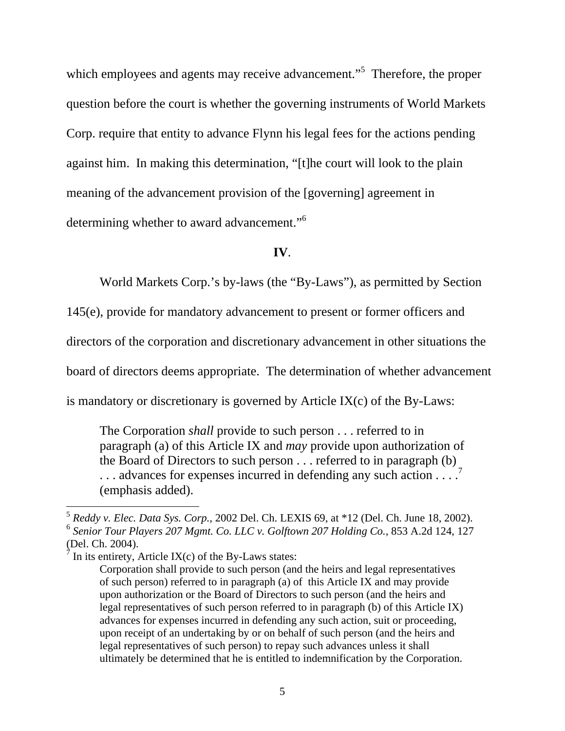which employees and agents may receive advancement."[5] Therefore, the proper question before the court is whether the governing instruments of World Markets Corp. require that entity to advance Flynn his legal fees for the actions pending against him. In making this determination, "[t]he court will look to the plain meaning of the advancement provision of the [governing] agreement in determining whether to award advancement."[6]

**IV**.

World Markets Corp.'s by-laws (the "By-Laws"), as permitted by Section 145(e), provide for mandatory advancement to present or former officers and directors of the corporation and discretionary advancement in other situations the board of directors deems appropriate. The determination of whether advancement is mandatory or discretionary is governed by Article IX(c) of the By-Laws:

> The Corporation *shall* provide to such person . . . referred to in paragraph (a) of this Article IX and *may* provide upon authorization of the Board of Directors to such person . . . referred to in paragraph (b) . . . advances for expenses incurred in defending any such action . . . .[7] (emphasis added).

---

[5] *Reddy v. Elec. Data Sys. Corp.*, 2002 Del. Ch. LEXIS 69, at *12 (Del. Ch. June 18, 2002).

[6] *Senior Tour Players 207 Mgmt. Co. LLC v. Golftown 207 Holding Co.*, 853 A.2d 124, 127 (Del. Ch. 2004).

[7] In its entirety, Article IX(c) of the By-Laws states:

> Corporation shall provide to such person (and the heirs and legal representatives of such person) referred to in paragraph (a) of this Article IX and may provide upon authorization or the Board of Directors to such person (and the heirs and legal representatives of such person referred to in paragraph (b) of this Article IX) advances for expenses incurred in defending any such action, suit or proceeding, upon receipt of an undertaking by or on behalf of such person (and the heirs and legal representatives of such person) to repay such advances unless it shall ultimately be determined that he is entitled to indemnification by the Corporation.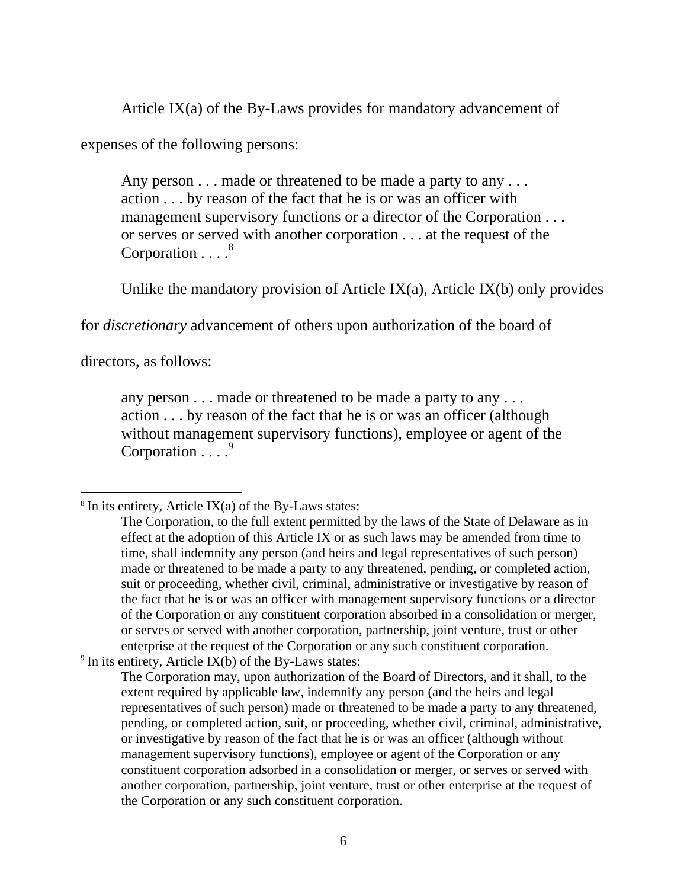Article IX(a) of the By-Laws provides for mandatory advancement of expenses of the following persons:

> Any person . . . made or threatened to be made a party to any . . . action . . . by reason of the fact that he is or was an officer with management supervisory functions or a director of the Corporation . . . or serves or served with another corporation . . . at the request of the Corporation . . . .[8]

Unlike the mandatory provision of Article IX(a), Article IX(b) only provides for *discretionary* advancement of others upon authorization of the board of directors, as follows:

> any person . . . made or threatened to be made a party to any . . . action . . . by reason of the fact that he is or was an officer (although without management supervisory functions), employee or agent of the Corporation . . . .[9]

---

[8] In its entirety, Article IX(a) of the By-Laws states:

> The Corporation, to the full extent permitted by the laws of the State of Delaware as in effect at the adoption of this Article IX or as such laws may be amended from time to time, shall indemnify any person (and heirs and legal representatives of such person) made or threatened to be made a party to any threatened, pending, or completed action, suit or proceeding, whether civil, criminal, administrative or investigative by reason of the fact that he is or was an officer with management supervisory functions or a director of the Corporation or any constituent corporation absorbed in a consolidation or merger, or serves or served with another corporation, partnership, joint venture, trust or other enterprise at the request of the Corporation or any such constituent corporation.

[9] In its entirety, Article IX(b) of the By-Laws states:

> The Corporation may, upon authorization of the Board of Directors, and it shall, to the extent required by applicable law, indemnify any person (and the heirs and legal representatives of such person) made or threatened to be made a party to any threatened, pending, or completed action, suit, or proceeding, whether civil, criminal, administrative, or investigative by reason of the fact that he is or was an officer (although without management supervisory functions), employee or agent of the Corporation or any constituent corporation adsorbed in a consolidation or merger, or serves or served with another corporation, partnership, joint venture, trust or other enterprise at the request of the Corporation or any such constituent corporation.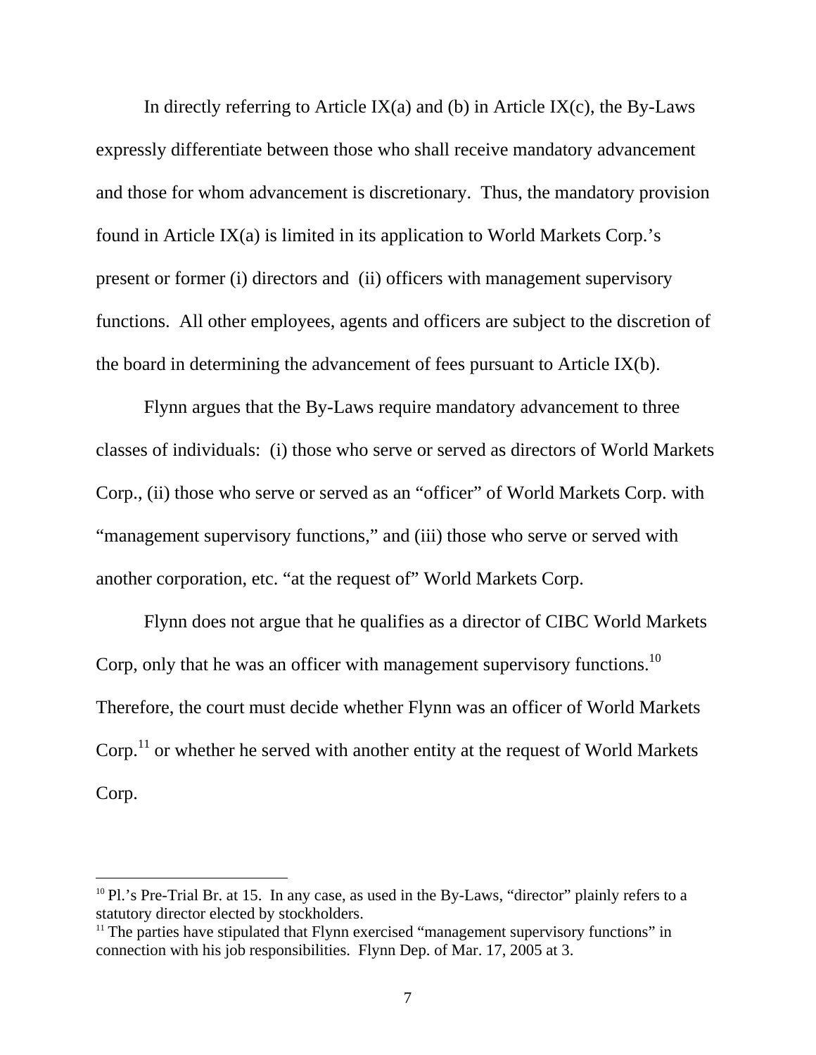In directly referring to Article IX(a) and (b) in Article IX(c), the By-Laws expressly differentiate between those who shall receive mandatory advancement and those for whom advancement is discretionary. Thus, the mandatory provision found in Article IX(a) is limited in its application to World Markets Corp.'s present or former (i) directors and (ii) officers with management supervisory functions. All other employees, agents and officers are subject to the discretion of the board in determining the advancement of fees pursuant to Article IX(b).

Flynn argues that the By-Laws require mandatory advancement to three classes of individuals: (i) those who serve or served as directors of World Markets Corp., (ii) those who serve or served as an "officer" of World Markets Corp. with "management supervisory functions," and (iii) those who serve or served with another corporation, etc. "at the request of" World Markets Corp.

Flynn does not argue that he qualifies as a director of CIBC World Markets Corp, only that he was an officer with management supervisory functions.[10] Therefore, the court must decide whether Flynn was an officer of World Markets Corp.[11] or whether he served with another entity at the request of World Markets Corp.

---

[10] Pl.'s Pre-Trial Br. at 15. In any case, as used in the By-Laws, "director" plainly refers to a statutory director elected by stockholders.

[11] The parties have stipulated that Flynn exercised "management supervisory functions" in connection with his job responsibilities. Flynn Dep. of Mar. 17, 2005 at 3.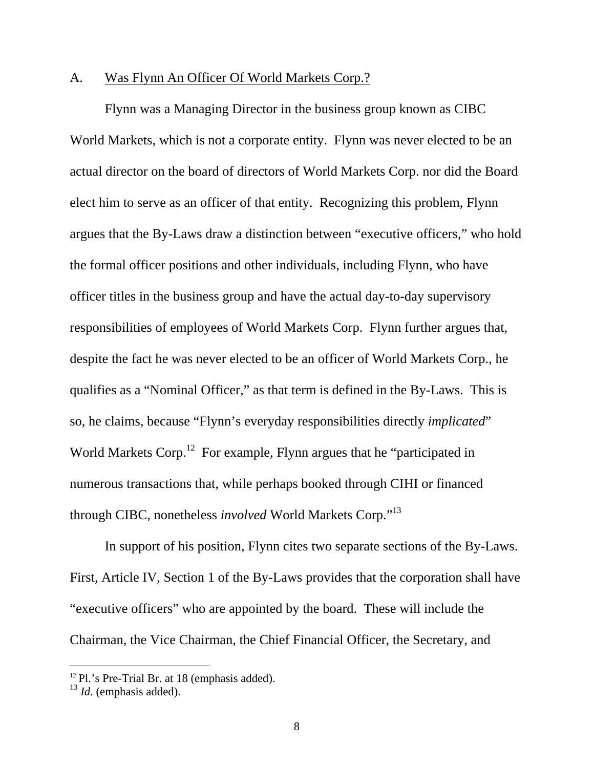A. Was Flynn An Officer Of World Markets Corp.?

Flynn was a Managing Director in the business group known as CIBC World Markets, which is not a corporate entity. Flynn was never elected to be an actual director on the board of directors of World Markets Corp. nor did the Board elect him to serve as an officer of that entity. Recognizing this problem, Flynn argues that the By-Laws draw a distinction between "executive officers," who hold the formal officer positions and other individuals, including Flynn, who have officer titles in the business group and have the actual day-to-day supervisory responsibilities of employees of World Markets Corp. Flynn further argues that, despite the fact he was never elected to be an officer of World Markets Corp., he qualifies as a "Nominal Officer," as that term is defined in the By-Laws. This is so, he claims, because "Flynn's everyday responsibilities directly *implicated*" World Markets Corp.[12] For example, Flynn argues that he "participated in numerous transactions that, while perhaps booked through CIHI or financed through CIBC, nonetheless *involved* World Markets Corp."[13]

In support of his position, Flynn cites two separate sections of the By-Laws. First, Article IV, Section 1 of the By-Laws provides that the corporation shall have "executive officers" who are appointed by the board. These will include the Chairman, the Vice Chairman, the Chief Financial Officer, the Secretary, and

[12] Pl.'s Pre-Trial Br. at 18 (emphasis added).

[13] *Id.* (emphasis added).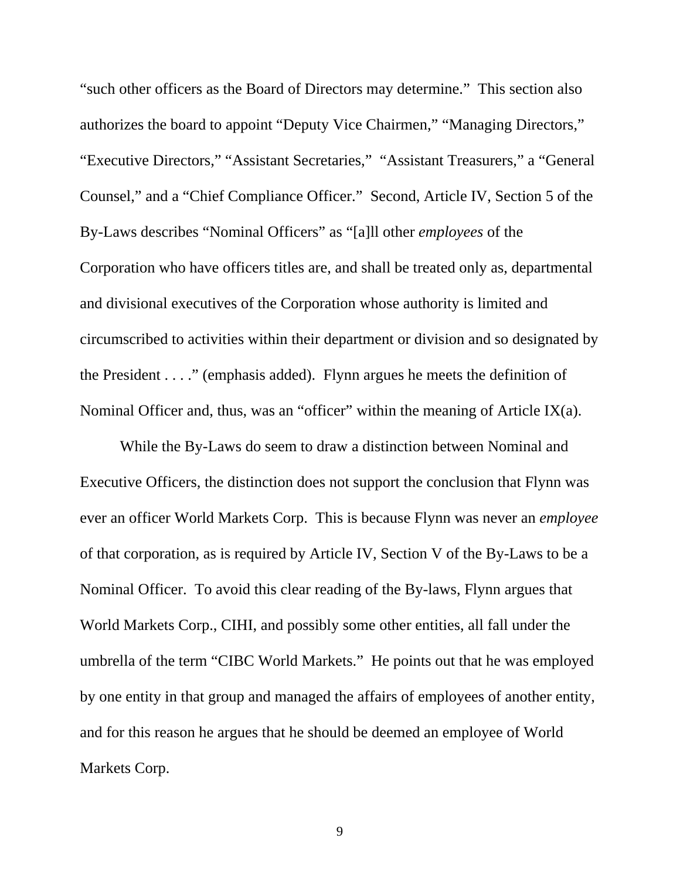“such other officers as the Board of Directors may determine.” This section also authorizes the board to appoint “Deputy Vice Chairmen,” “Managing Directors,” “Executive Directors,” “Assistant Secretaries,” “Assistant Treasurers,” a “General Counsel,” and a “Chief Compliance Officer.” Second, Article IV, Section 5 of the By-Laws describes “Nominal Officers” as “[a]ll other *employees* of the Corporation who have officers titles are, and shall be treated only as, departmental and divisional executives of the Corporation whose authority is limited and circumscribed to activities within their department or division and so designated by the President . . . .” (emphasis added). Flynn argues he meets the definition of Nominal Officer and, thus, was an “officer” within the meaning of Article IX(a).

While the By-Laws do seem to draw a distinction between Nominal and Executive Officers, the distinction does not support the conclusion that Flynn was ever an officer World Markets Corp. This is because Flynn was never an *employee* of that corporation, as is required by Article IV, Section V of the By-Laws to be a Nominal Officer. To avoid this clear reading of the By-laws, Flynn argues that World Markets Corp., CIHI, and possibly some other entities, all fall under the umbrella of the term “CIBC World Markets.” He points out that he was employed by one entity in that group and managed the affairs of employees of another entity, and for this reason he argues that he should be deemed an employee of World Markets Corp.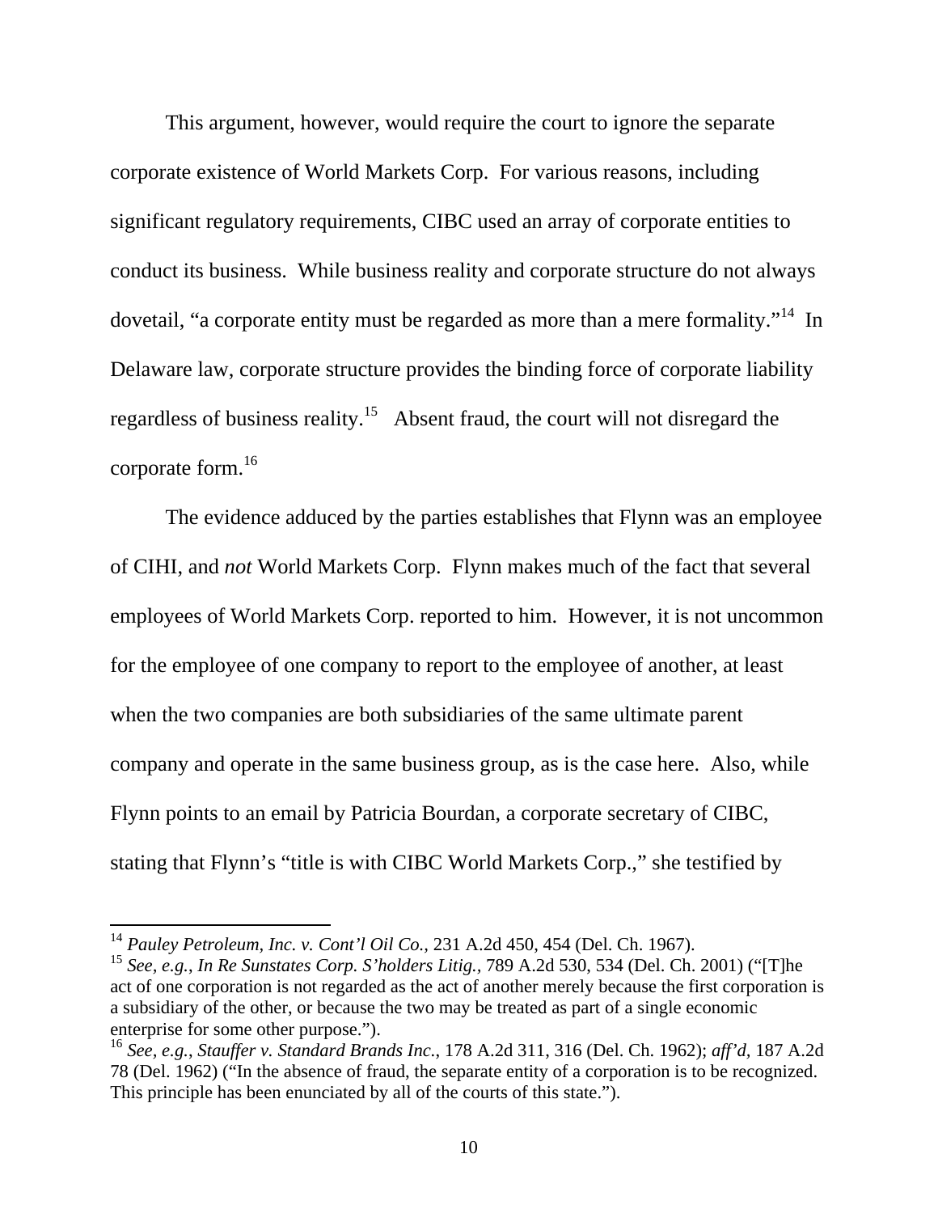This argument, however, would require the court to ignore the separate corporate existence of World Markets Corp. For various reasons, including significant regulatory requirements, CIBC used an array of corporate entities to conduct its business. While business reality and corporate structure do not always dovetail, "a corporate entity must be regarded as more than a mere formality."[14] In Delaware law, corporate structure provides the binding force of corporate liability regardless of business reality.[15] Absent fraud, the court will not disregard the corporate form.[16]

The evidence adduced by the parties establishes that Flynn was an employee of CIHI, and *not* World Markets Corp. Flynn makes much of the fact that several employees of World Markets Corp. reported to him. However, it is not uncommon for the employee of one company to report to the employee of another, at least when the two companies are both subsidiaries of the same ultimate parent company and operate in the same business group, as is the case here. Also, while Flynn points to an email by Patricia Bourdan, a corporate secretary of CIBC, stating that Flynn's "title is with CIBC World Markets Corp.," she testified by

---

[14] *Pauley Petroleum, Inc. v. Cont'l Oil Co.*, 231 A.2d 450, 454 (Del. Ch. 1967).

[15] *See, e.g.*, *In Re Sunstates Corp. S'holders Litig.*, 789 A.2d 530, 534 (Del. Ch. 2001) ("[T]he act of one corporation is not regarded as the act of another merely because the first corporation is a subsidiary of the other, or because the two may be treated as part of a single economic enterprise for some other purpose.").

[16] *See, e.g.*, *Stauffer v. Standard Brands Inc.*, 178 A.2d 311, 316 (Del. Ch. 1962); *aff'd*, 187 A.2d 78 (Del. 1962) ("In the absence of fraud, the separate entity of a corporation is to be recognized. This principle has been enunciated by all of the courts of this state.").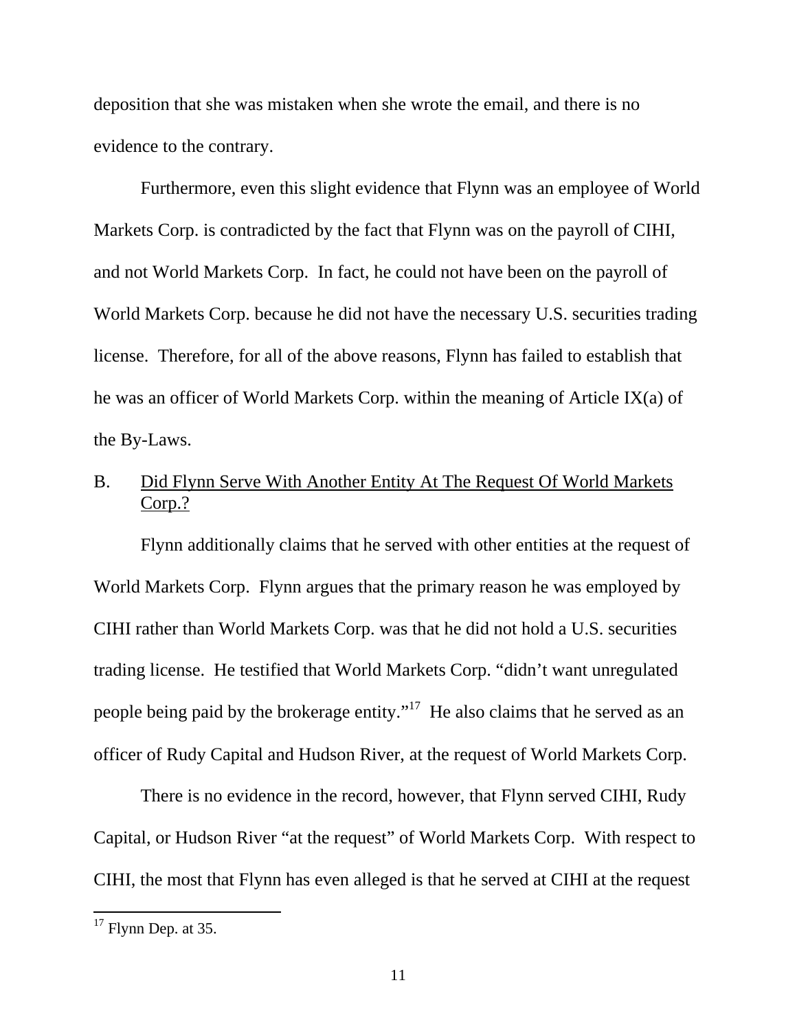deposition that she was mistaken when she wrote the email, and there is no evidence to the contrary.

Furthermore, even this slight evidence that Flynn was an employee of World Markets Corp. is contradicted by the fact that Flynn was on the payroll of CIHI, and not World Markets Corp. In fact, he could not have been on the payroll of World Markets Corp. because he did not have the necessary U.S. securities trading license. Therefore, for all of the above reasons, Flynn has failed to establish that he was an officer of World Markets Corp. within the meaning of Article IX(a) of the By-Laws.

### B. Did Flynn Serve With Another Entity At The Request Of World Markets Corp.?

Flynn additionally claims that he served with other entities at the request of World Markets Corp. Flynn argues that the primary reason he was employed by CIHI rather than World Markets Corp. was that he did not hold a U.S. securities trading license. He testified that World Markets Corp. "didn't want unregulated people being paid by the brokerage entity."[17] He also claims that he served as an officer of Rudy Capital and Hudson River, at the request of World Markets Corp.

There is no evidence in the record, however, that Flynn served CIHI, Rudy Capital, or Hudson River "at the request" of World Markets Corp. With respect to CIHI, the most that Flynn has even alleged is that he served at CIHI at the request

[17] Flynn Dep. at 35.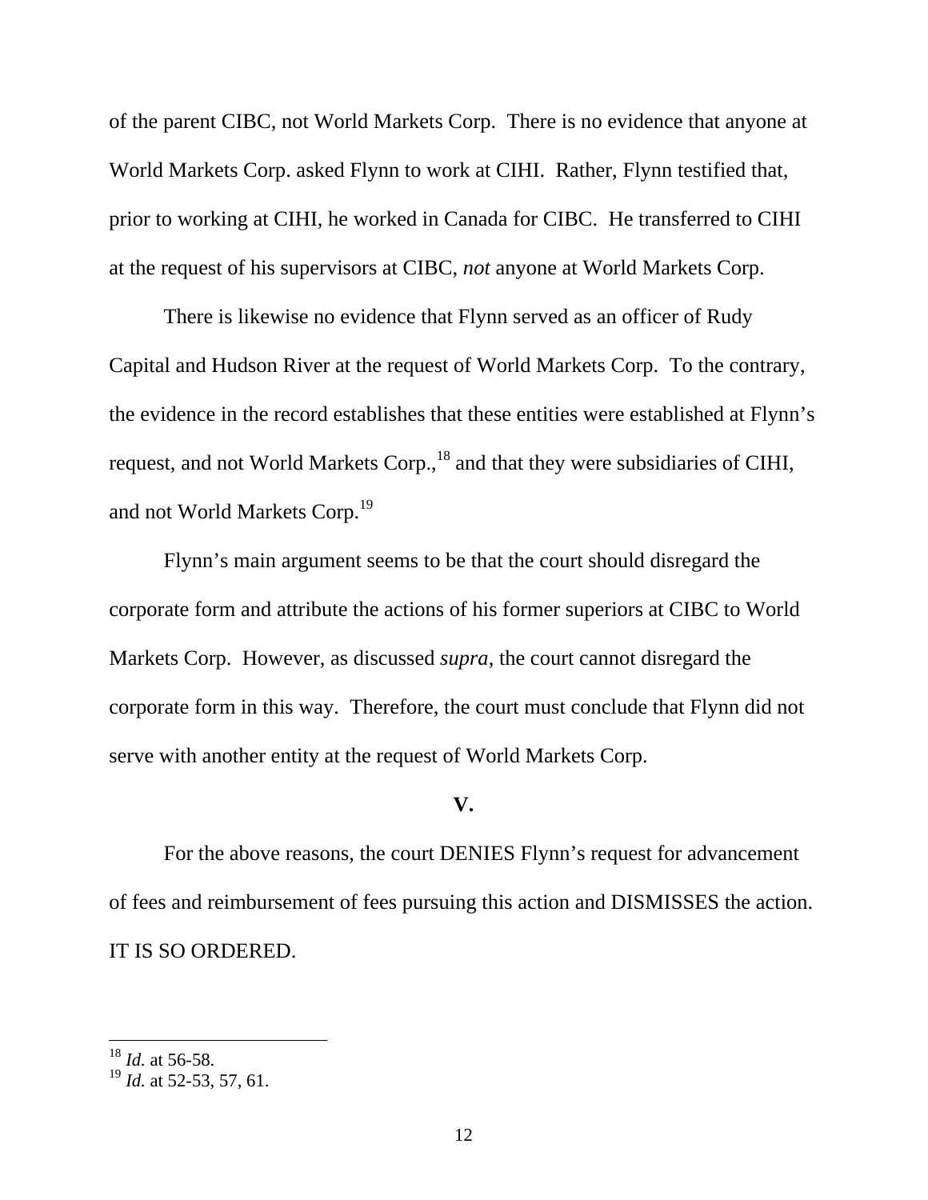of the parent CIBC, not World Markets Corp. There is no evidence that anyone at World Markets Corp. asked Flynn to work at CIHI. Rather, Flynn testified that, prior to working at CIHI, he worked in Canada for CIBC. He transferred to CIHI at the request of his supervisors at CIBC, *not* anyone at World Markets Corp.

There is likewise no evidence that Flynn served as an officer of Rudy Capital and Hudson River at the request of World Markets Corp. To the contrary, the evidence in the record establishes that these entities were established at Flynn's request, and not World Markets Corp.,[18] and that they were subsidiaries of CIHI, and not World Markets Corp.[19]

Flynn's main argument seems to be that the court should disregard the corporate form and attribute the actions of his former superiors at CIBC to World Markets Corp. However, as discussed *supra*, the court cannot disregard the corporate form in this way. Therefore, the court must conclude that Flynn did not serve with another entity at the request of World Markets Corp.

## V.

For the above reasons, the court DENIES Flynn's request for advancement of fees and reimbursement of fees pursuing this action and DISMISSES the action. IT IS SO ORDERED.

---

[18] *Id.* at 56-58.
[19] *Id.* at 52-53, 57, 61.